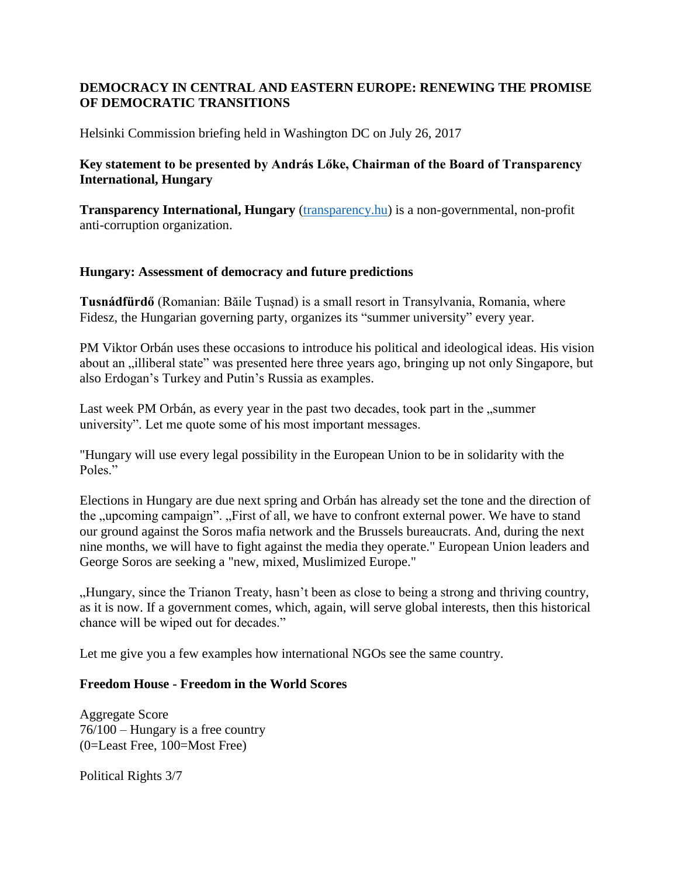**DEMOCRACY IN CENTRAL AND EASTERN EUROPE: RENEWING THE PROMISE OF DEMOCRATIC TRANSITIONS**

Helsinki Commission briefing held in Washington DC on July 26, 2017

**Key statement to be presented by András Lőke, Chairman of the Board of Transparency International, Hungary**

**Transparency International, Hungary** (transparency.hu) is a non-governmental, non-profit anti-corruption organization.

**Hungary: Assessment of democracy and future predictions**

**Tusnádfürdő** (Romanian: Băile Tușnad) is a small resort in Transylvania, Romania, where Fidesz, the Hungarian governing party, organizes its "summer university" every year.

PM Viktor Orbán uses these occasions to introduce his political and ideological ideas. His vision about an „illiberal state" was presented here three years ago, bringing up not only Singapore, but also Erdogan's Turkey and Putin's Russia as examples.

Last week PM Orbán, as every year in the past two decades, took part in the „summer university". Let me quote some of his most important messages.

"Hungary will use every legal possibility in the European Union to be in solidarity with the Poles."

Elections in Hungary are due next spring and Orbán has already set the tone and the direction of the „upcoming campaign". „First of all, we have to confront external power. We have to stand our ground against the Soros mafia network and the Brussels bureaucrats. And, during the next nine months, we will have to fight against the media they operate." European Union leaders and George Soros are seeking a "new, mixed, Muslimized Europe."

„Hungary, since the Trianon Treaty, hasn't been as close to being a strong and thriving country, as it is now. If a government comes, which, again, will serve global interests, then this historical chance will be wiped out for decades."

Let me give you a few examples how international NGOs see the same country.

**Freedom House - Freedom in the World Scores**

Aggregate Score
76/100 – Hungary is a free country
(0=Least Free, 100=Most Free)

Political Rights 3/7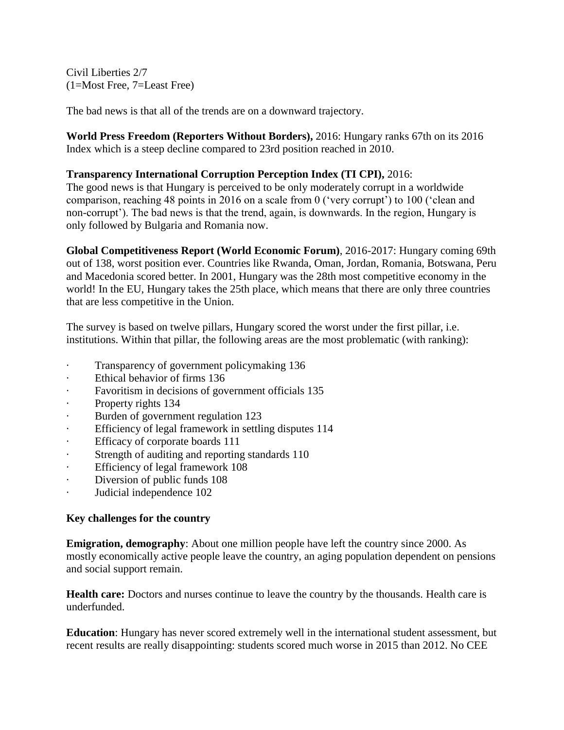Civil Liberties 2/7
(1=Most Free, 7=Least Free)

The bad news is that all of the trends are on a downward trajectory.

**World Press Freedom (Reporters Without Borders),** 2016: Hungary ranks 67th on its 2016 Index which is a steep decline compared to 23rd position reached in 2010.

**Transparency International Corruption Perception Index (TI CPI),** 2016:
The good news is that Hungary is perceived to be only moderately corrupt in a worldwide comparison, reaching 48 points in 2016 on a scale from 0 ('very corrupt') to 100 ('clean and non-corrupt'). The bad news is that the trend, again, is downwards. In the region, Hungary is only followed by Bulgaria and Romania now.

**Global Competitiveness Report (World Economic Forum)**, 2016-2017: Hungary coming 69th out of 138, worst position ever. Countries like Rwanda, Oman, Jordan, Romania, Botswana, Peru and Macedonia scored better. In 2001, Hungary was the 28th most competitive economy in the world! In the EU, Hungary takes the 25th place, which means that there are only three countries that are less competitive in the Union.

The survey is based on twelve pillars, Hungary scored the worst under the first pillar, i.e. institutions. Within that pillar, the following areas are the most problematic (with ranking):

- Transparency of government policymaking 136
- Ethical behavior of firms 136
- Favoritism in decisions of government officials 135
- Property rights 134
- Burden of government regulation 123
- Efficiency of legal framework in settling disputes 114
- Efficacy of corporate boards 111
- Strength of auditing and reporting standards 110
- Efficiency of legal framework 108
- Diversion of public funds 108
- Judicial independence 102

**Key challenges for the country**

**Emigration, demography**: About one million people have left the country since 2000. As mostly economically active people leave the country, an aging population dependent on pensions and social support remain.

**Health care:** Doctors and nurses continue to leave the country by the thousands. Health care is underfunded.

**Education**: Hungary has never scored extremely well in the international student assessment, but recent results are really disappointing: students scored much worse in 2015 than 2012. No CEE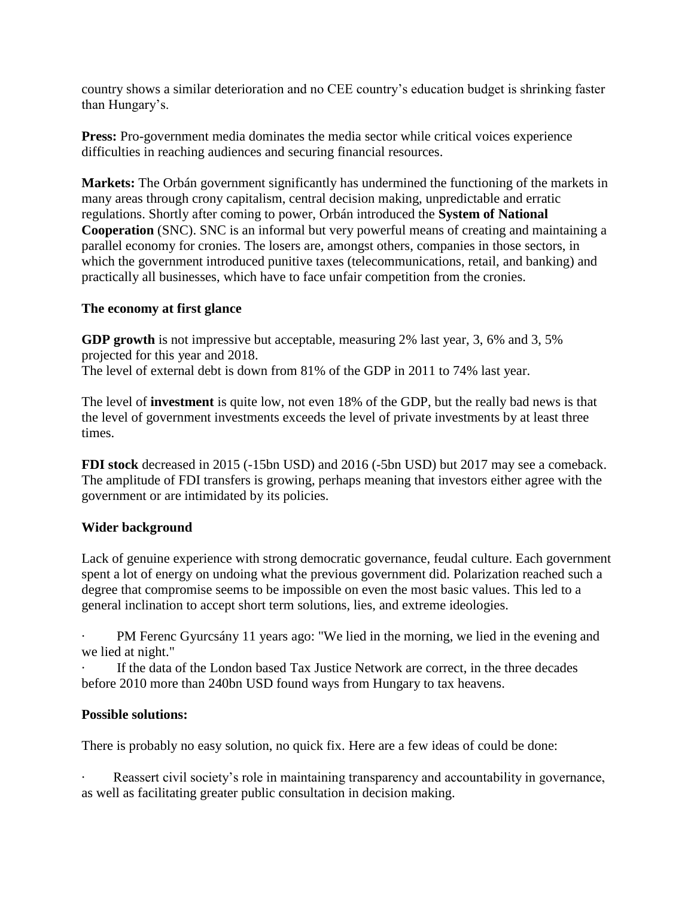country shows a similar deterioration and no CEE country's education budget is shrinking faster than Hungary's.

**Press:** Pro-government media dominates the media sector while critical voices experience difficulties in reaching audiences and securing financial resources.

**Markets:** The Orbán government significantly has undermined the functioning of the markets in many areas through crony capitalism, central decision making, unpredictable and erratic regulations. Shortly after coming to power, Orbán introduced the **System of National Cooperation** (SNC). SNC is an informal but very powerful means of creating and maintaining a parallel economy for cronies. The losers are, amongst others, companies in those sectors, in which the government introduced punitive taxes (telecommunications, retail, and banking) and practically all businesses, which have to face unfair competition from the cronies.

**The economy at first glance**

**GDP growth** is not impressive but acceptable, measuring 2% last year, 3, 6% and 3, 5% projected for this year and 2018.
The level of external debt is down from 81% of the GDP in 2011 to 74% last year.

The level of **investment** is quite low, not even 18% of the GDP, but the really bad news is that the level of government investments exceeds the level of private investments by at least three times.

**FDI stock** decreased in 2015 (-15bn USD) and 2016 (-5bn USD) but 2017 may see a comeback. The amplitude of FDI transfers is growing, perhaps meaning that investors either agree with the government or are intimidated by its policies.

**Wider background**

Lack of genuine experience with strong democratic governance, feudal culture. Each government spent a lot of energy on undoing what the previous government did. Polarization reached such a degree that compromise seems to be impossible on even the most basic values. This led to a general inclination to accept short term solutions, lies, and extreme ideologies.

- PM Ferenc Gyurcsány 11 years ago: "We lied in the morning, we lied in the evening and we lied at night."
- If the data of the London based Tax Justice Network are correct, in the three decades before 2010 more than 240bn USD found ways from Hungary to tax heavens.

**Possible solutions:**

There is probably no easy solution, no quick fix. Here are a few ideas of could be done:

- Reassert civil society's role in maintaining transparency and accountability in governance, as well as facilitating greater public consultation in decision making.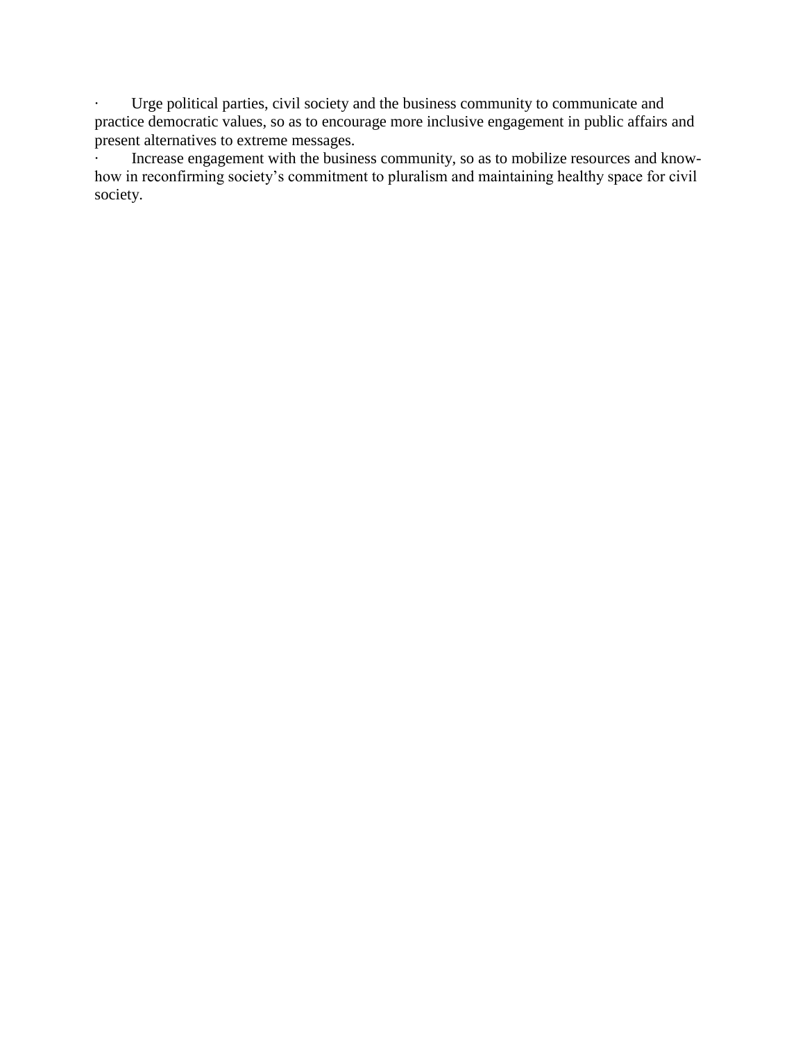- Urge political parties, civil society and the business community to communicate and practice democratic values, so as to encourage more inclusive engagement in public affairs and present alternatives to extreme messages.
- Increase engagement with the business community, so as to mobilize resources and know-how in reconfirming society's commitment to pluralism and maintaining healthy space for civil society.